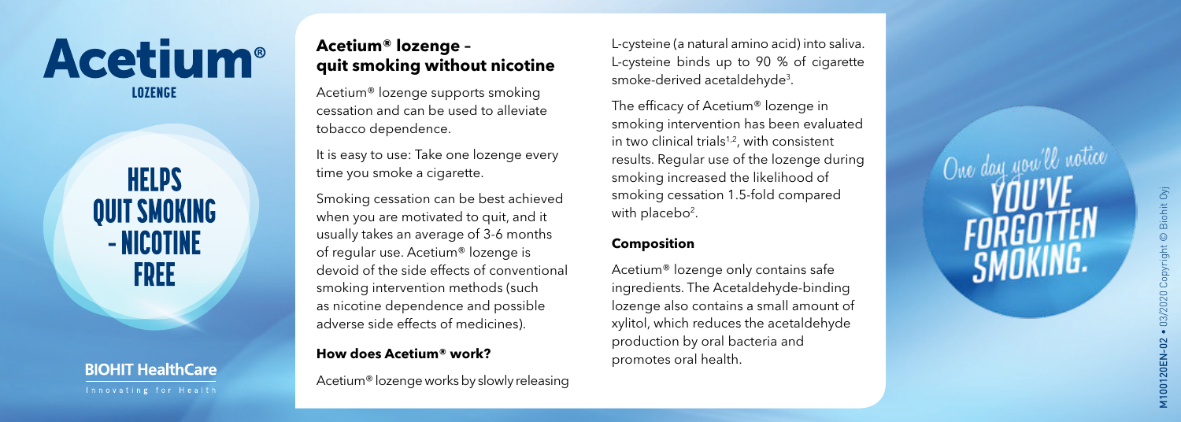# Acetium®

LOZENGE

HELPS QUIT SMOKING - NICOTINE FREE

BIOHIT HealthCare

Innovating for Health

## Acetium® lozenge – quit smoking without nicotine

Acetium® lozenge supports smoking cessation and can be used to alleviate tobacco dependence.

It is easy to use: Take one lozenge every time you smoke a cigarette.

Smoking cessation can be best achieved when you are motivated to quit, and it usually takes an average of 3-6 months of regular use. Acetium® lozenge is devoid of the side effects of conventional smoking intervention methods (such as nicotine dependence and possible adverse side effects of medicines).

### How does Acetium® work?

Acetium® lozenge works by slowly releasing L-cysteine (a natural amino acid) into saliva. L-cysteine binds up to 90 % of cigarette smoke-derived acetaldehyde[3].

The efficacy of Acetium® lozenge in smoking intervention has been evaluated in two clinical trials[1,2], with consistent results. Regular use of the lozenge during smoking increased the likelihood of smoking cessation 1.5-fold compared with placebo[2].

### Composition

Acetium® lozenge only contains safe ingredients. The Acetaldehyde-binding lozenge also contains a small amount of xylitol, which reduces the acetaldehyde production by oral bacteria and promotes oral health.

One day you'll notice YOU'VE FORGOTTEN SMOKING.

M100120EN-02 • 03/2020 Copyright © Biohit Oyj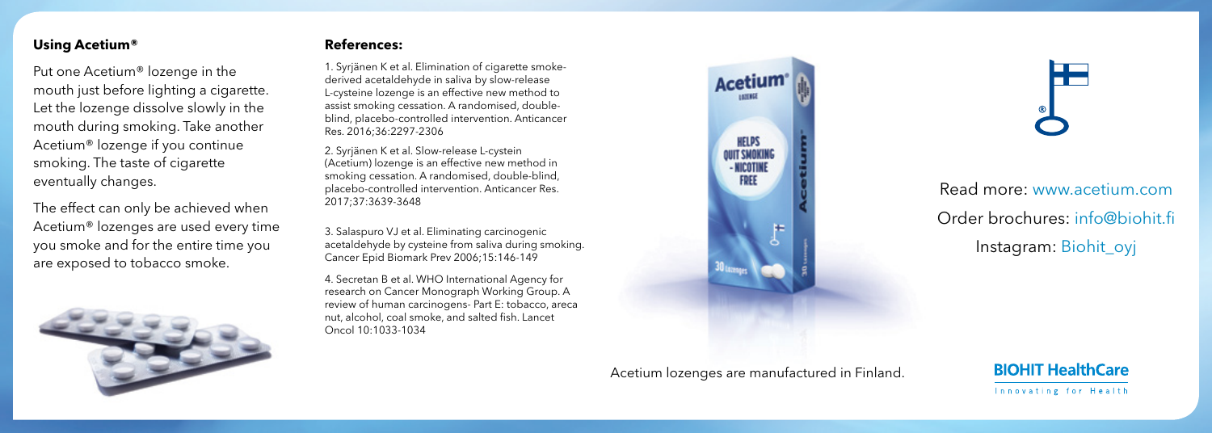**Using Acetium®**

Put one Acetium® lozenge in the mouth just before lighting a cigarette. Let the lozenge dissolve slowly in the mouth during smoking. Take another Acetium® lozenge if you continue smoking. The taste of cigarette eventually changes.

The effect can only be achieved when Acetium® lozenges are used every time you smoke and for the entire time you are exposed to tobacco smoke.

**References:**

1. Syrjänen K et al. Elimination of cigarette smoke-derived acetaldehyde in saliva by slow-release L-cysteine lozenge is an effective new method to assist smoking cessation. A randomised, double-blind, placebo-controlled intervention. Anticancer Res. 2016;36:2297-2306

2. Syrjänen K et al. Slow-release L-cystein (Acetium) lozenge is an effective new method in smoking cessation. A randomised, double-blind, placebo-controlled intervention. Anticancer Res. 2017;37:3639-3648

3. Salaspuro VJ et al. Eliminating carcinogenic acetaldehyde by cysteine from saliva during smoking. Cancer Epid Biomark Prev 2006;15:146-149

4. Secretan B et al. WHO International Agency for research on Cancer Monograph Working Group. A review of human carcinogens- Part E: tobacco, areca nut, alcohol, coal smoke, and salted fish. Lancet Oncol 10:1033-1034

Acetium lozenges are manufactured in Finland.

Read more: www.acetium.com

Order brochures: info@biohit.fi

Instagram: Biohit_oyj

**BIOHIT HealthCare**

Innovating for Health